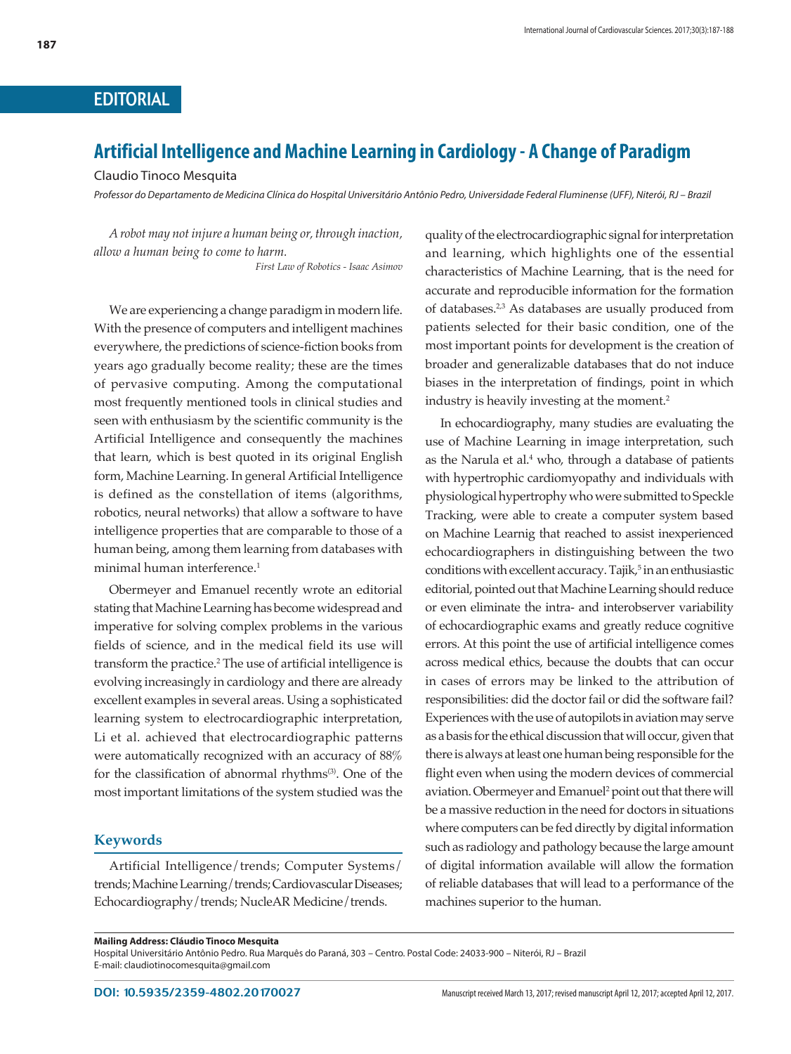EDITORIAL

# Artificial Intelligence and Machine Learning in Cardiology - A Change of Paradigm

Claudio Tinoco Mesquita

*Professor do Departamento de Medicina Clínica do Hospital Universitário Antônio Pedro, Universidade Federal Fluminense (UFF), Niterói, RJ – Brazil*

> *A robot may not injure a human being or, through inaction, allow a human being to come to harm.*
>
> *First Law of Robotics - Isaac Asimov*

We are experiencing a change paradigm in modern life. With the presence of computers and intelligent machines everywhere, the predictions of science-fiction books from years ago gradually become reality; these are the times of pervasive computing. Among the computational most frequently mentioned tools in clinical studies and seen with enthusiasm by the scientific community is the Artificial Intelligence and consequently the machines that learn, which is best quoted in its original English form, Machine Learning. In general Artificial Intelligence is defined as the constellation of items (algorithms, robotics, neural networks) that allow a software to have intelligence properties that are comparable to those of a human being, among them learning from databases with minimal human interference.[1]

Obermeyer and Emanuel recently wrote an editorial stating that Machine Learning has become widespread and imperative for solving complex problems in the various fields of science, and in the medical field its use will transform the practice.[2] The use of artificial intelligence is evolving increasingly in cardiology and there are already excellent examples in several areas. Using a sophisticated learning system to electrocardiographic interpretation, Li et al. achieved that electrocardiographic patterns were automatically recognized with an accuracy of 88% for the classification of abnormal rhythms[3]. One of the most important limitations of the system studied was the quality of the electrocardiographic signal for interpretation and learning, which highlights one of the essential characteristics of Machine Learning, that is the need for accurate and reproducible information for the formation of databases.[2,3] As databases are usually produced from patients selected for their basic condition, one of the most important points for development is the creation of broader and generalizable databases that do not induce biases in the interpretation of findings, point in which industry is heavily investing at the moment.[2]

In echocardiography, many studies are evaluating the use of Machine Learning in image interpretation, such as the Narula et al.[4] who, through a database of patients with hypertrophic cardiomyopathy and individuals with physiological hypertrophy who were submitted to Speckle Tracking, were able to create a computer system based on Machine Learnig that reached to assist inexperienced echocardiographers in distinguishing between the two conditions with excellent accuracy. Tajik,[5] in an enthusiastic editorial, pointed out that Machine Learning should reduce or even eliminate the intra- and interobserver variability of echocardiographic exams and greatly reduce cognitive errors. At this point the use of artificial intelligence comes across medical ethics, because the doubts that can occur in cases of errors may be linked to the attribution of responsibilities: did the doctor fail or did the software fail? Experiences with the use of autopilots in aviation may serve as a basis for the ethical discussion that will occur, given that there is always at least one human being responsible for the flight even when using the modern devices of commercial aviation. Obermeyer and Emanuel[2] point out that there will be a massive reduction in the need for doctors in situations where computers can be fed directly by digital information such as radiology and pathology because the large amount of digital information available will allow the formation of reliable databases that will lead to a performance of the machines superior to the human.

### Keywords

Artificial Intelligence / trends; Computer Systems / trends; Machine Learning / trends; Cardiovascular Diseases; Echocardiography / trends; NucleAR Medicine / trends.

**Mailing Address: Cláudio Tinoco Mesquita**
Hospital Universitário Antônio Pedro. Rua Marquês do Paraná, 303 – Centro. Postal Code: 24033-900 – Niterói, RJ – Brazil
E-mail: claudiotinocomesquita@gmail.com

**DOI: 10.5935/2359-4802.20170027**

Manuscript received March 13, 2017; revised manuscript April 12, 2017; accepted April 12, 2017.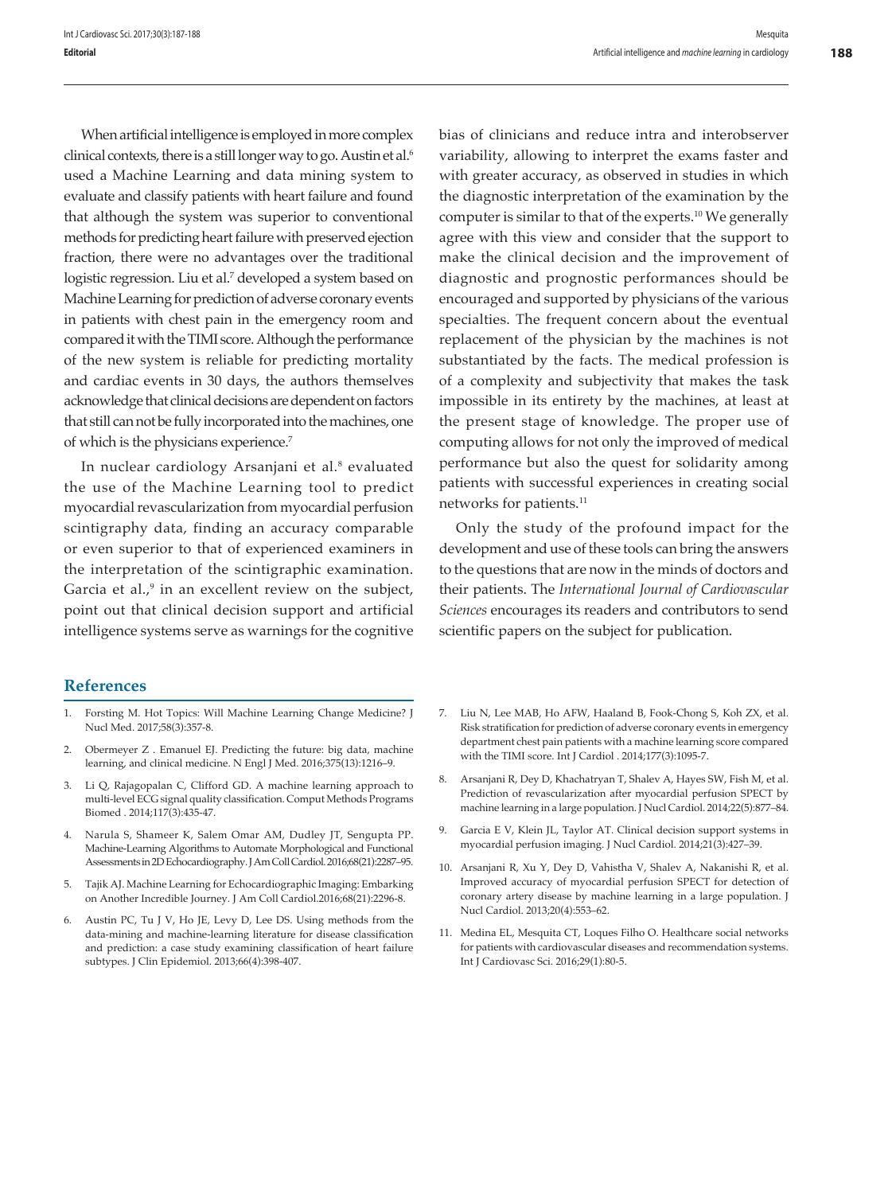When artificial intelligence is employed in more complex clinical contexts, there is a still longer way to go. Austin et al.[6] used a Machine Learning and data mining system to evaluate and classify patients with heart failure and found that although the system was superior to conventional methods for predicting heart failure with preserved ejection fraction, there were no advantages over the traditional logistic regression. Liu et al.[7] developed a system based on Machine Learning for prediction of adverse coronary events in patients with chest pain in the emergency room and compared it with the TIMI score. Although the performance of the new system is reliable for predicting mortality and cardiac events in 30 days, the authors themselves acknowledge that clinical decisions are dependent on factors that still can not be fully incorporated into the machines, one of which is the physicians experience.[7]

In nuclear cardiology Arsanjani et al.[8] evaluated the use of the Machine Learning tool to predict myocardial revascularization from myocardial perfusion scintigraphy data, finding an accuracy comparable or even superior to that of experienced examiners in the interpretation of the scintigraphic examination. Garcia et al.,[9] in an excellent review on the subject, point out that clinical decision support and artificial intelligence systems serve as warnings for the cognitive bias of clinicians and reduce intra and interobserver variability, allowing to interpret the exams faster and with greater accuracy, as observed in studies in which the diagnostic interpretation of the examination by the computer is similar to that of the experts.[10] We generally agree with this view and consider that the support to make the clinical decision and the improvement of diagnostic and prognostic performances should be encouraged and supported by physicians of the various specialties. The frequent concern about the eventual replacement of the physician by the machines is not substantiated by the facts. The medical profession is of a complexity and subjectivity that makes the task impossible in its entirety by the machines, at least at the present stage of knowledge. The proper use of computing allows for not only the improved of medical performance but also the quest for solidarity among patients with successful experiences in creating social networks for patients.[11]

Only the study of the profound impact for the development and use of these tools can bring the answers to the questions that are now in the minds of doctors and their patients. The *International Journal of Cardiovascular Sciences* encourages its readers and contributors to send scientific papers on the subject for publication.

## References

1. Forsting M. Hot Topics: Will Machine Learning Change Medicine? J Nucl Med. 2017;58(3):357-8.
2. Obermeyer Z . Emanuel EJ. Predicting the future: big data, machine learning, and clinical medicine. N Engl J Med. 2016;375(13):1216–9.
3. Li Q, Rajagopalan C, Clifford GD. A machine learning approach to multi-level ECG signal quality classification. Comput Methods Programs Biomed . 2014;117(3):435-47.
4. Narula S, Shameer K, Salem Omar AM, Dudley JT, Sengupta PP. Machine-Learning Algorithms to Automate Morphological and Functional Assessments in 2D Echocardiography. J Am Coll Cardiol. 2016;68(21):2287–95.
5. Tajik AJ. Machine Learning for Echocardiographic Imaging: Embarking on Another Incredible Journey. J Am Coll Cardiol.2016;68(21):2296-8.
6. Austin PC, Tu J V, Ho JE, Levy D, Lee DS. Using methods from the data-mining and machine-learning literature for disease classification and prediction: a case study examining classification of heart failure subtypes. J Clin Epidemiol. 2013;66(4):398-407.
7. Liu N, Lee MAB, Ho AFW, Haaland B, Fook-Chong S, Koh ZX, et al. Risk stratification for prediction of adverse coronary events in emergency department chest pain patients with a machine learning score compared with the TIMI score. Int J Cardiol . 2014;177(3):1095-7.
8. Arsanjani R, Dey D, Khachatryan T, Shalev A, Hayes SW, Fish M, et al. Prediction of revascularization after myocardial perfusion SPECT by machine learning in a large population. J Nucl Cardiol. 2014;22(5):877–84.
9. Garcia E V, Klein JL, Taylor AT. Clinical decision support systems in myocardial perfusion imaging. J Nucl Cardiol. 2014;21(3):427–39.
10. Arsanjani R, Xu Y, Dey D, Vahistha V, Shalev A, Nakanishi R, et al. Improved accuracy of myocardial perfusion SPECT for detection of coronary artery disease by machine learning in a large population. J Nucl Cardiol. 2013;20(4):553–62.
11. Medina EL, Mesquita CT, Loques Filho O. Healthcare social networks for patients with cardiovascular diseases and recommendation systems. Int J Cardiovasc Sci. 2016;29(1):80-5.